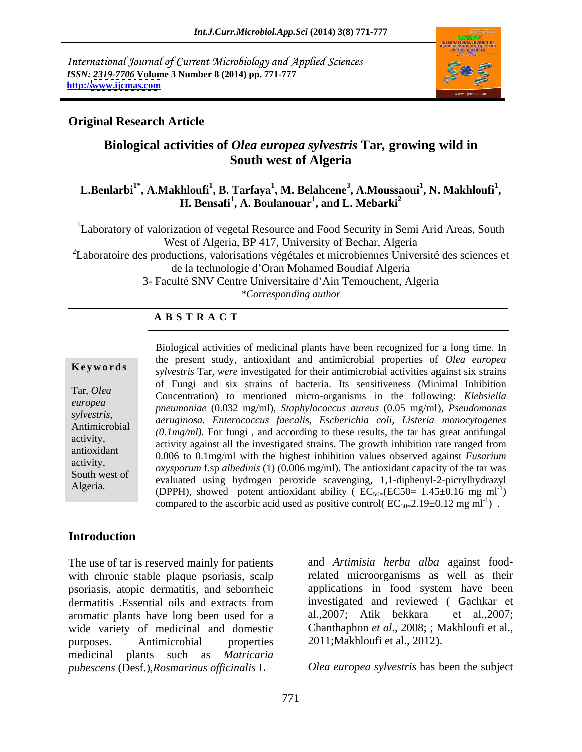International Journal of Current Microbiology and Applied Sciences
*ISSN: 2319-7706* **Volume 3 Number 8 (2014) pp. 771-777**
**http://www.ijcmas.com**

**Original Research Article**

# Biological activities of *Olea europea sylvestris* Tar, growing wild in South west of Algeria

**L.Benlarbi[1*], A.Makhloufi[1], B. Tarfaya[1], M. Belahcene[3], A.Moussaoui[1], N. Makhloufi[1], H. Bensafi[1], A. Boulanouar[1], and L. Mebarki[2]**

[1]Laboratory of valorization of vegetal Resource and Food Security in Semi Arid Areas, South West of Algeria, BP 417, University of Bechar, Algeria
[2]Laboratoire des productions, valorisations végétales et microbiennes Université des sciences et de la technologie d'Oran Mohamed Boudiaf Algeria
3- Faculté SNV Centre Universitaire d'Ain Temouchent, Algeria
*\*Corresponding author*

## A B S T R A C T

**Keywords**

Tar, *Olea europea sylvestris*, Antimicrobial activity, antioxidant activity, South west of Algeria.

Biological activities of medicinal plants have been recognized for a long time. In the present study, antioxidant and antimicrobial properties of *Olea europea sylvestris* Tar*, were* investigated for their antimicrobial activities against six strains of Fungi and six strains of bacteria. Its sensitiveness (Minimal Inhibition Concentration) to mentioned micro-organisms in the following: *Klebsiella pneumoniae* (0.032 mg/ml), *Staphylococcus aureus* (0.05 mg/ml), *Pseudomonas aeruginosa. Enterococcus faecalis, Escherichia coli*, *Listeria monocytogenes (0.1mg/ml).* For fungi , and according to these results, the tar has great antifungal activity against all the investigated strains. The growth inhibition rate ranged from 0.006 to 0.1mg/ml with the highest inhibition values observed against *Fusarium oxysporum* f.sp *albedinis* (1) (0.006 mg/ml). The antioxidant capacity of the tar was evaluated using hydrogen peroxide scavenging, 1,1-diphenyl-2-picrylhydrazyl (DPPH), showed potent antioxidant ability ( $EC_{50=}$($EC50= 1.45±0.16$ mg $ml^{-1}$) compared to the ascorbic acid used as positive control( $EC_{50=}2.19±0.12$ mg $ml^{-1}$) .

## Introduction

The use of tar is reserved mainly for patients with chronic stable plaque psoriasis, scalp psoriasis, atopic dermatitis, and seborrheic dermatitis .Essential oils and extracts from aromatic plants have long been used for a wide variety of medicinal and domestic purposes. Antimicrobial properties medicinal plants such as *Matricaria pubescens* (Desf.),*Rosmarinus officinalis* L and *Artimisia herba alba* against food-related microorganisms as well as their applications in food system have been investigated and reviewed ( Gachkar et al.,2007; Atik bekkara et al.,2007; Chanthaphon *et al*., 2008; ; Makhloufi et al., 2011;Makhloufi et al., 2012).

*Olea europea sylvestris* has been the subject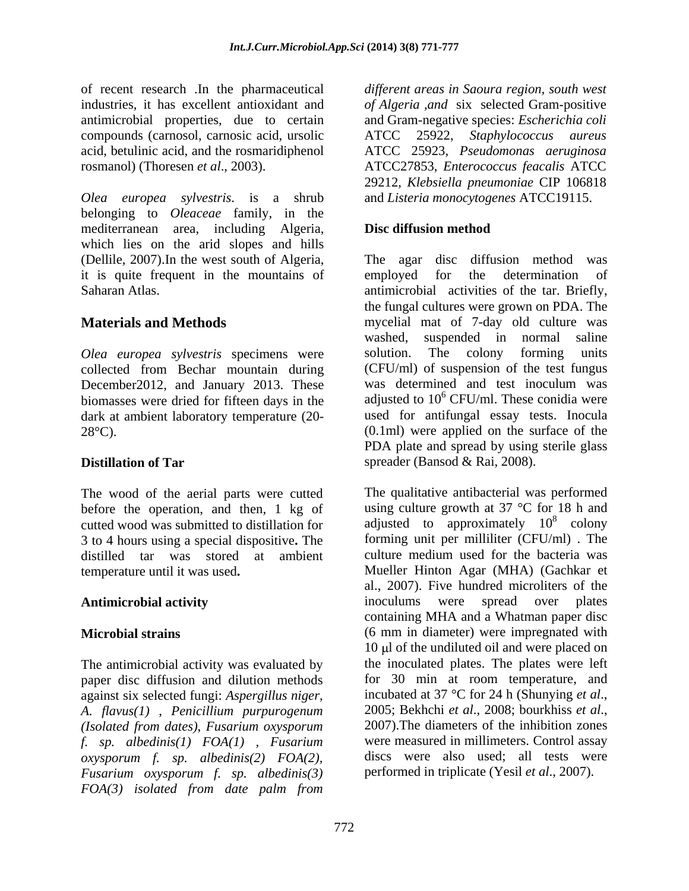of recent research .In the pharmaceutical industries, it has excellent antioxidant and antimicrobial properties, due to certain compounds (carnosol, carnosic acid, ursolic acid, betulinic acid, and the rosmaridiphenol rosmanol) (Thoresen *et al*., 2003).

*Olea europea sylvestris*. is a shrub belonging to *Oleaceae* family, in the mediterranean area, including Algeria, which lies on the arid slopes and hills (Dellile, 2007).In the west south of Algeria, it is quite frequent in the mountains of Saharan Atlas.

## Materials and Methods

*Olea europea sylvestris* specimens were collected from Bechar mountain during December2012, and January 2013. These biomasses were dried for fifteen days in the dark at ambient laboratory temperature (20-28°C).

### Distillation of Tar

The wood of the aerial parts were cutted before the operation, and then, 1 kg of cutted wood was submitted to distillation for 3 to 4 hours using a special dispositive**.** The distilled tar was stored at ambient temperature until it was used**.**

### Antimicrobial activity

### Microbial strains

The antimicrobial activity was evaluated by paper disc diffusion and dilution methods against six selected fungi: *Aspergillus niger*, *A. flavus(1)* , *Penicillium purpurogenum (Isolated from dates), Fusarium oxysporum f. sp. albedinis(1) FOA(1)* , *Fusarium oxysporum f. sp. albedinis(2) FOA(2), Fusarium oxysporum f. sp. albedinis(3) FOA(3) isolated from date palm from different areas in Saoura region, south west of Algeria ,and* six selected Gram-positive and Gram-negative species: *Escherichia coli* ATCC 25922, *Staphylococcus aureus* ATCC 25923, *Pseudomonas aeruginosa* ATCC27853, *Enterococcus feacalis* ATCC 29212, *Klebsiella pneumoniae* CIP 106818 and *Listeria monocytogenes* ATCC19115.

### Disc diffusion method

The agar disc diffusion method was employed for the determination of antimicrobial activities of the tar. Briefly, the fungal cultures were grown on PDA. The mycelial mat of 7-day old culture was washed, suspended in normal saline solution. The colony forming units (CFU/ml) of suspension of the test fungus was determined and test inoculum was adjusted to $10^6$ CFU/ml. These conidia were used for antifungal essay tests. Inocula (0.1ml) were applied on the surface of the PDA plate and spread by using sterile glass spreader (Bansod & Rai, 2008).

The qualitative antibacterial was performed using culture growth at 37 °C for 18 h and adjusted to approximately $10^8$ colony forming unit per milliliter (CFU/ml) . The culture medium used for the bacteria was Mueller Hinton Agar (MHA) (Gachkar et al., 2007). Five hundred microliters of the inoculums were spread over plates containing MHA and a Whatman paper disc (6 mm in diameter) were impregnated with 10 $\mu$l of the undiluted oil and were placed on the inoculated plates. The plates were left for 30 min at room temperature, and incubated at 37 °C for 24 h (Shunying *et al*., 2005; Bekhchi *et al*., 2008; bourkhiss *et al*., 2007).The diameters of the inhibition zones were measured in millimeters. Control assay discs were also used; all tests were performed in triplicate (Yesil *et al*., 2007).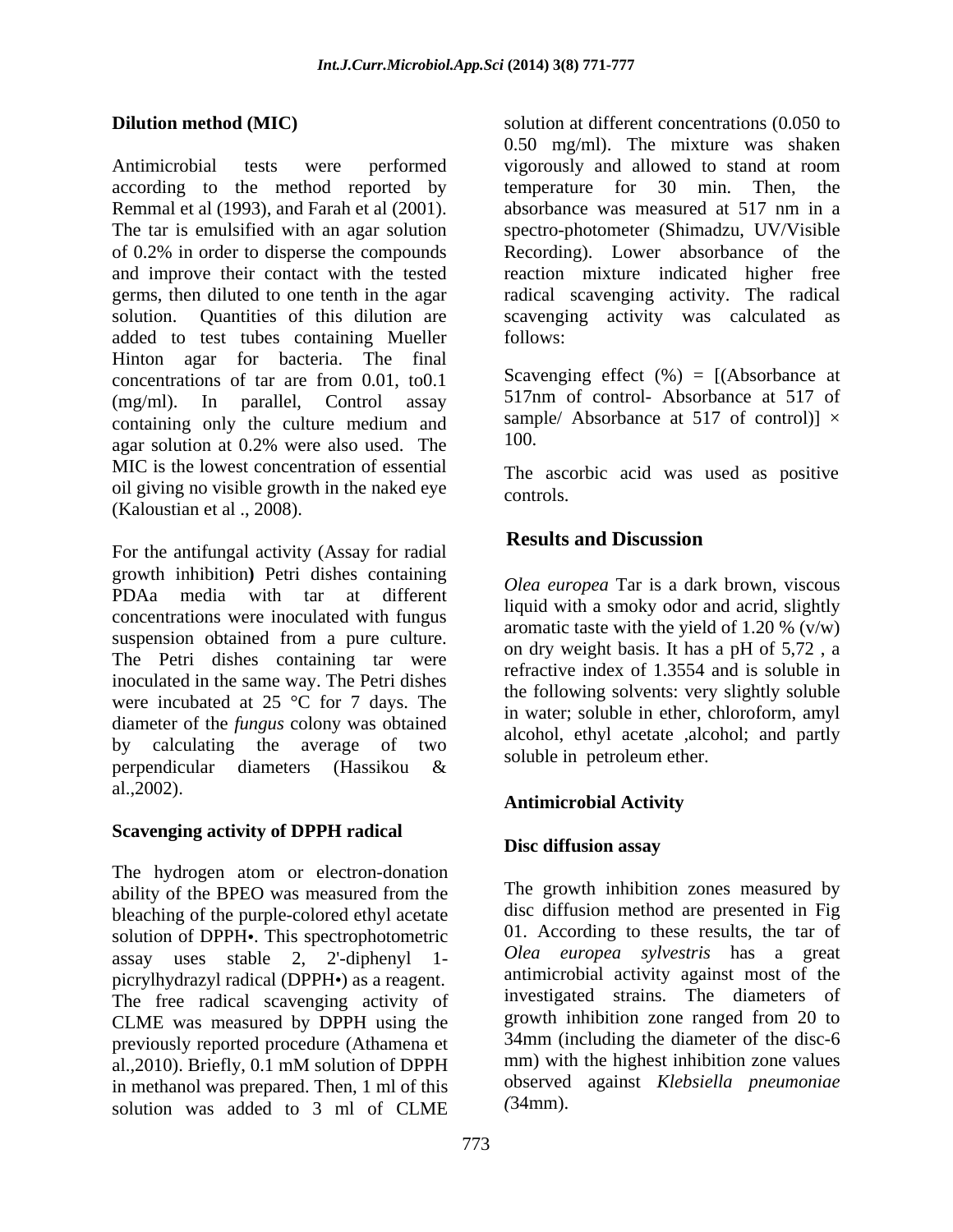**Dilution method (MIC)**

Antimicrobial tests were performed according to the method reported by Remmal et al (1993), and Farah et al (2001). The tar is emulsified with an agar solution of 0.2% in order to disperse the compounds and improve their contact with the tested germs, then diluted to one tenth in the agar solution. Quantities of this dilution are added to test tubes containing Mueller Hinton agar for bacteria. The final concentrations of tar are from 0.01, to0.1 (mg/ml). In parallel, Control assay containing only the culture medium and agar solution at 0.2% were also used. The MIC is the lowest concentration of essential oil giving no visible growth in the naked eye (Kaloustian et al ., 2008).

For the antifungal activity (Assay for radial growth inhibition**)** Petri dishes containing PDAa media with tar at different concentrations were inoculated with fungus suspension obtained from a pure culture. The Petri dishes containing tar were inoculated in the same way. The Petri dishes were incubated at 25 °C for 7 days. The diameter of the *fungus* colony was obtained by calculating the average of two perpendicular diameters (Hassikou & al.,2002).

**Scavenging activity of DPPH radical**

The hydrogen atom or electron-donation ability of the BPEO was measured from the bleaching of the purple-colored ethyl acetate solution of DPPH•. This spectrophotometric assay uses stable 2, 2'-diphenyl 1-picrylhydrazyl radical (DPPH•) as a reagent. The free radical scavenging activity of CLME was measured by DPPH using the previously reported procedure (Athamena et al.,2010). Briefly, 0.1 mM solution of DPPH in methanol was prepared. Then, 1 ml of this solution was added to 3 ml of CLME solution at different concentrations (0.050 to 0.50 mg/ml). The mixture was shaken vigorously and allowed to stand at room temperature for 30 min. Then, the absorbance was measured at 517 nm in a spectro-photometer (Shimadzu, UV/Visible Recording). Lower absorbance of the reaction mixture indicated higher free radical scavenging activity. The radical scavenging activity was calculated as follows:

Scavenging effect (%) = [(Absorbance at 517nm of control- Absorbance at 517 of sample/ Absorbance at 517 of control)] × 100.

The ascorbic acid was used as positive controls.

## Results and Discussion

*Olea europea* Tar is a dark brown, viscous liquid with a smoky odor and acrid, slightly aromatic taste with the yield of 1.20 % (v/w) on dry weight basis. It has a pH of 5,72 , a refractive index of 1.3554 and is soluble in the following solvents: very slightly soluble in water; soluble in ether, chloroform, amyl alcohol, ethyl acetate ,alcohol; and partly soluble in petroleum ether.

### Antimicrobial Activity

**Disc diffusion assay**

The growth inhibition zones measured by disc diffusion method are presented in Fig 01. According to these results, the tar of *Olea europea sylvestris* has a great antimicrobial activity against most of the investigated strains. The diameters of growth inhibition zone ranged from 20 to 34mm (including the diameter of the disc-6 mm) with the highest inhibition zone values observed against *Klebsiella pneumoniae (*34mm).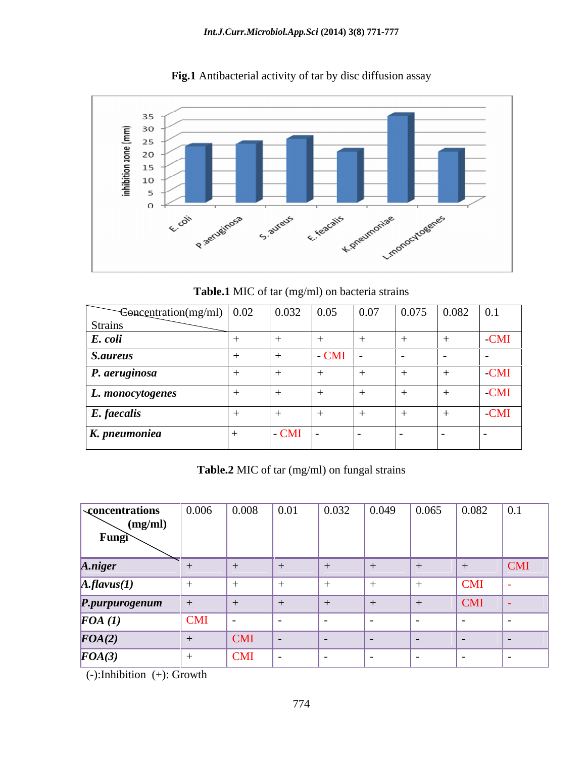**Fig.1** Antibacterial activity of tar by disc diffusion assay

**Table.1** MIC of tar (mg/ml) on bacteria strains

| Concentration(mg/ml) / Strains | 0.02 | 0.032 | 0.05 | 0.07 | 0.075 | 0.082 | 0.1 |
|---|---|---|---|---|---|---|---|
| ***E. coli*** | + | + | + | + | + | + | -CMI |
| ***S.aureus*** | + | + | - CMI | - | - | - | - |
| ***P. aeruginosa*** | + | + | + | + | + | + | -CMI |
| ***L. monocytogenes*** | + | + | + | + | + | + | -CMI |
| ***E. faecalis*** | + | + | + | + | + | + | -CMI |
| ***K. pneumoniea*** | + | - CMI | - | - | - | - | - |

**Table.2** MIC of tar (mg/ml) on fungal strains

| **concentrations (mg/ml) / Fungi** | 0.006 | 0.008 | 0.01 | 0.032 | 0.049 | 0.065 | 0.082 | 0.1 |
|---|---|---|---|---|---|---|---|---|
| ***A.niger*** | + | + | + | + | + | + | + | CMI |
| ***A.flavus(1)*** | + | + | + | + | + | + | CMI | - |
| ***P.purpurogenum*** | + | + | + | + | + | + | CMI | - |
| ***FOA (1)*** | CMI | - | - | - | - | - | - | - |
| ***FOA(2)*** | + | CMI | - | - | - | - | - | - |
| ***FOA(3)*** | + | CMI | - | - | - | - | - | - |

(-):Inhibition (+): Growth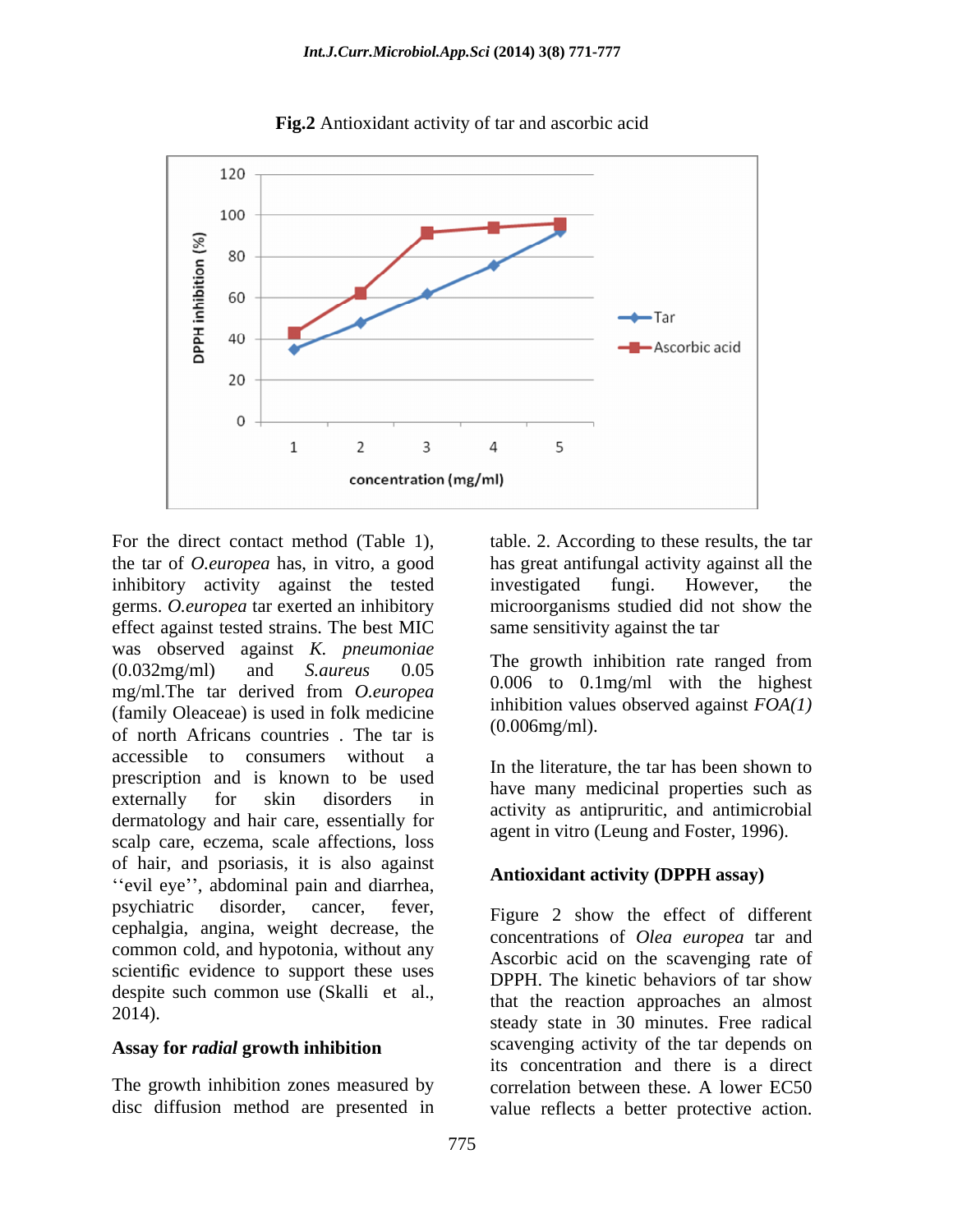**Fig.2** Antioxidant activity of tar and ascorbic acid

For the direct contact method (Table 1), the tar of *O.europea* has, in vitro, a good inhibitory activity against the tested germs. *O.europea* tar exerted an inhibitory effect against tested strains. The best MIC was observed against *K. pneumoniae* (0.032mg/ml) and *S.aureus* 0.05 mg/ml.The tar derived from *O.europea* (family Oleaceae) is used in folk medicine of north Africans countries . The tar is accessible to consumers without a prescription and is known to be used externally for skin disorders in dermatology and hair care, essentially for scalp care, eczema, scale affections, loss of hair, and psoriasis, it is also against ‘‘evil eye’’, abdominal pain and diarrhea, psychiatric disorder, cancer, fever, cephalgia, angina, weight decrease, the common cold, and hypotonia, without any scientific evidence to support these uses despite such common use (Skalli et al., 2014).

**Assay for *radial* growth inhibition**

The growth inhibition zones measured by disc diffusion method are presented in table. 2. According to these results, the tar has great antifungal activity against all the investigated fungi. However, the microorganisms studied did not show the same sensitivity against the tar

The growth inhibition rate ranged from 0.006 to 0.1mg/ml with the highest inhibition values observed against *FOA(1)* (0.006mg/ml).

In the literature, the tar has been shown to have many medicinal properties such as activity as antipruritic, and antimicrobial agent in vitro (Leung and Foster, 1996).

**Antioxidant activity (DPPH assay)**

Figure 2 show the effect of different concentrations of *Olea europea* tar and Ascorbic acid on the scavenging rate of DPPH. The kinetic behaviors of tar show that the reaction approaches an almost steady state in 30 minutes. Free radical scavenging activity of the tar depends on its concentration and there is a direct correlation between these. A lower EC50 value reflects a better protective action.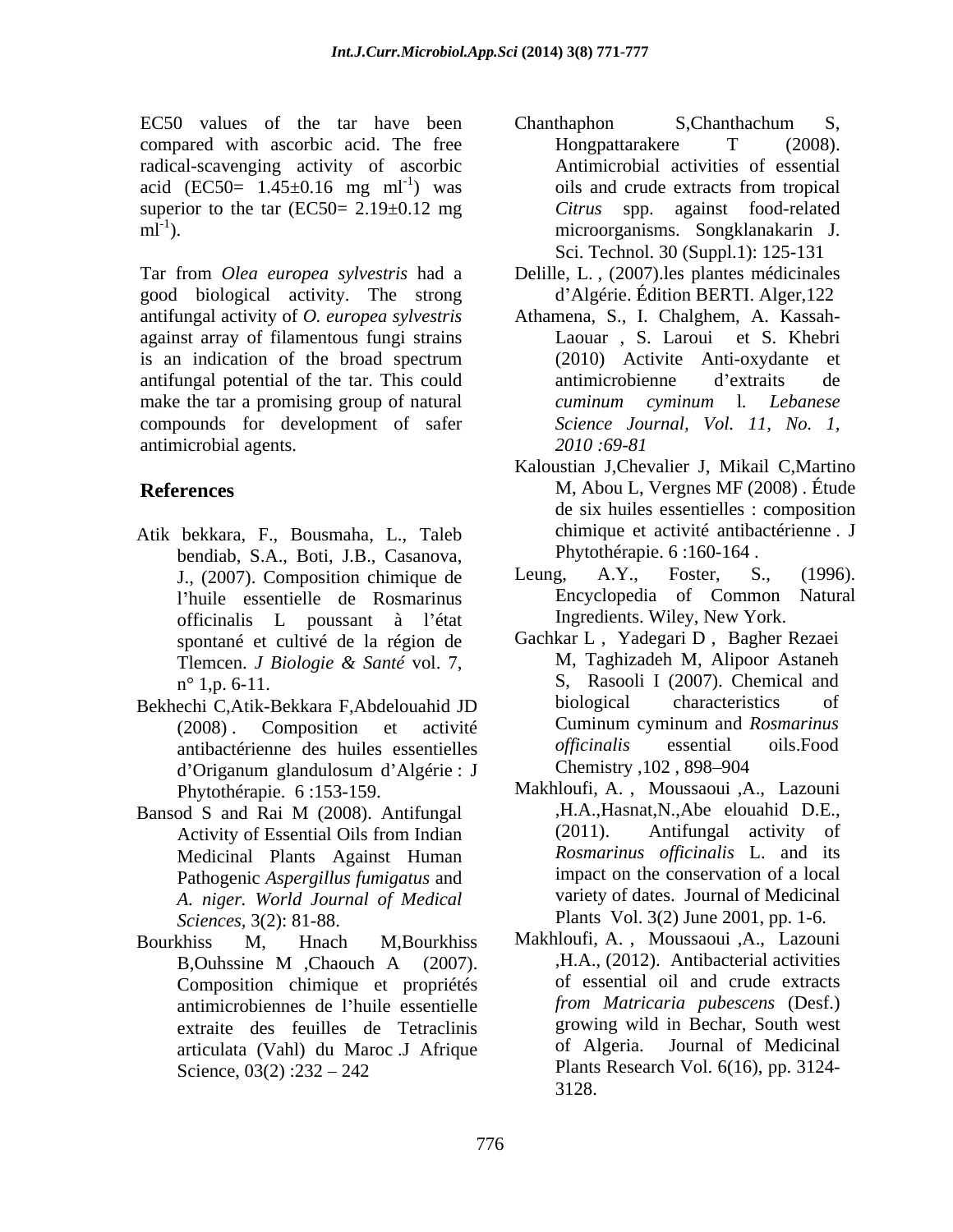EC50 values of the tar have been compared with ascorbic acid. The free radical-scavenging activity of ascorbic acid (EC50= 1.45±0.16 mg $ml^{-1}$) was superior to the tar (EC50= 2.19±0.12 mg $ml^{-1}$).

Tar from *Olea europea sylvestris* had a good biological activity. The strong antifungal activity of *O. europea sylvestris* against array of filamentous fungi strains is an indication of the broad spectrum antifungal potential of the tar. This could make the tar a promising group of natural compounds for development of safer antimicrobial agents.

## References

Atik bekkara, F., Bousmaha, L., Taleb bendiab, S.A., Boti, J.B., Casanova, J., (2007). Composition chimique de l'huile essentielle de Rosmarinus officinalis L poussant à l'état spontané et cultivé de la région de Tlemcen. *J Biologie & Santé* vol. 7, n° 1,p. 6-11.

Bekhechi C,Atik-Bekkara F,Abdelouahid JD (2008) . Composition et activité antibactérienne des huiles essentielles d'Origanum glandulosum d'Algérie : J Phytothérapie. 6 :153-159.

Bansod S and Rai M (2008). Antifungal Activity of Essential Oils from Indian Medicinal Plants Against Human Pathogenic *Aspergillus fumigatus* and *A. niger. World Journal of Medical Sciences*, 3(2): 81-88.

Bourkhiss M, Hnach M,Bourkhiss B,Ouhssine M ,Chaouch A (2007). Composition chimique et propriétés antimicrobiennes de l'huile essentielle extraite des feuilles de Tetraclinis articulata (Vahl) du Maroc .J Afrique Science, 03(2) :232 – 242

Chanthaphon S,Chanthachum S, Hongpattarakere T (2008). Antimicrobial activities of essential oils and crude extracts from tropical *Citrus* spp. against food-related microorganisms. Songklanakarin J. Sci. Technol. 30 (Suppl.1): 125-131

Delille, L. , (2007).les plantes médicinales d'Algérie. Édition BERTI. Alger,122

Athamena, S., I. Chalghem, A. Kassah-Laouar , S. Laroui et S. Khebri (2010) Activite Anti-oxydante et antimicrobienne d'extraits de *cuminum cyminum* l*. Lebanese Science Journal, Vol. 11, No. 1, 2010 :69-81*

Kaloustian J,Chevalier J, Mikail C,Martino M, Abou L, Vergnes MF (2008) . Étude de six huiles essentielles : composition chimique et activité antibactérienne . J Phytothérapie. 6 :160-164 .

Leung, A.Y., Foster, S., (1996). Encyclopedia of Common Natural Ingredients. Wiley, New York.

Gachkar L , Yadegari D , Bagher Rezaei M, Taghizadeh M, Alipoor Astaneh S, Rasooli I (2007). Chemical and biological characteristics of Cuminum cyminum and *Rosmarinus officinalis* essential oils.Food Chemistry ,102 , 898–904

Makhloufi, A. , Moussaoui ,A., Lazouni ,H.A.,Hasnat,N.,Abe elouahid D.E., (2011). Antifungal activity of *Rosmarinus officinalis* L. and its impact on the conservation of a local variety of dates. Journal of Medicinal Plants Vol. 3(2) June 2001, pp. 1-6.

Makhloufi, A. , Moussaoui ,A., Lazouni ,H.A., (2012). Antibacterial activities of essential oil and crude extracts *from Matricaria pubescens* (Desf.) growing wild in Bechar, South west of Algeria. Journal of Medicinal Plants Research Vol. 6(16), pp. 3124-3128.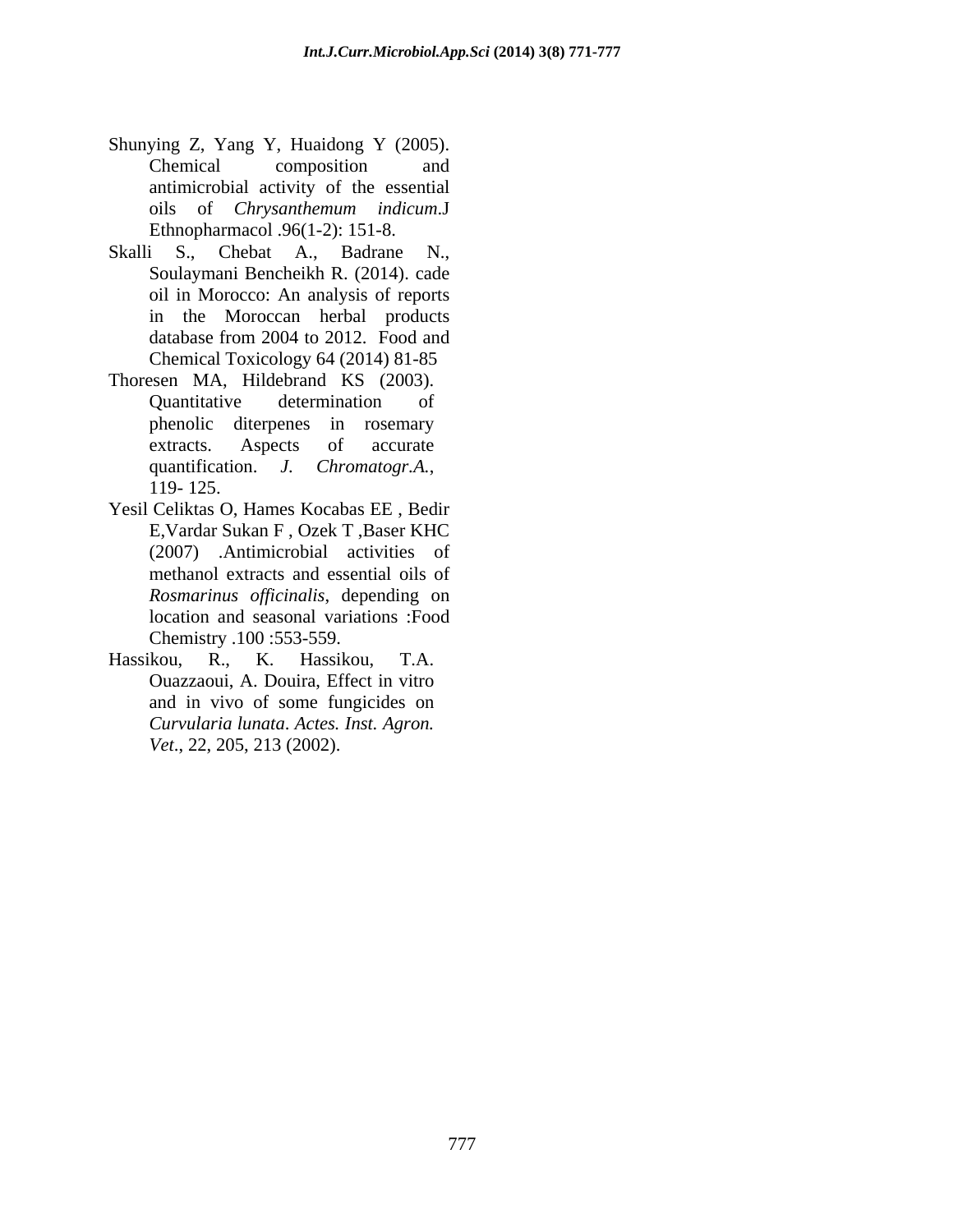Shunying Z, Yang Y, Huaidong Y (2005). Chemical composition and antimicrobial activity of the essential oils of *Chrysanthemum indicum*.J Ethnopharmacol .96(1-2): 151-8.

Skalli S., Chebat A., Badrane N., Soulaymani Bencheikh R. (2014). cade oil in Morocco: An analysis of reports in the Moroccan herbal products database from 2004 to 2012. Food and Chemical Toxicology 64 (2014) 81-85

Thoresen MA, Hildebrand KS (2003). Quantitative determination of phenolic diterpenes in rosemary extracts. Aspects of accurate quantification. *J. Chromatogr.A.*, 119- 125.

Yesil Celiktas O, Hames Kocabas EE , Bedir E,Vardar Sukan F , Ozek T ,Baser KHC (2007) .Antimicrobial activities of methanol extracts and essential oils of *Rosmarinus officinalis*, depending on location and seasonal variations :Food Chemistry .100 :553-559.

Hassikou, R., K. Hassikou, T.A. Ouazzaoui, A. Douira, Effect in vitro and in vivo of some fungicides on *Curvularia lunata*. *Actes. Inst. Agron. Vet*., 22, 205, 213 (2002).